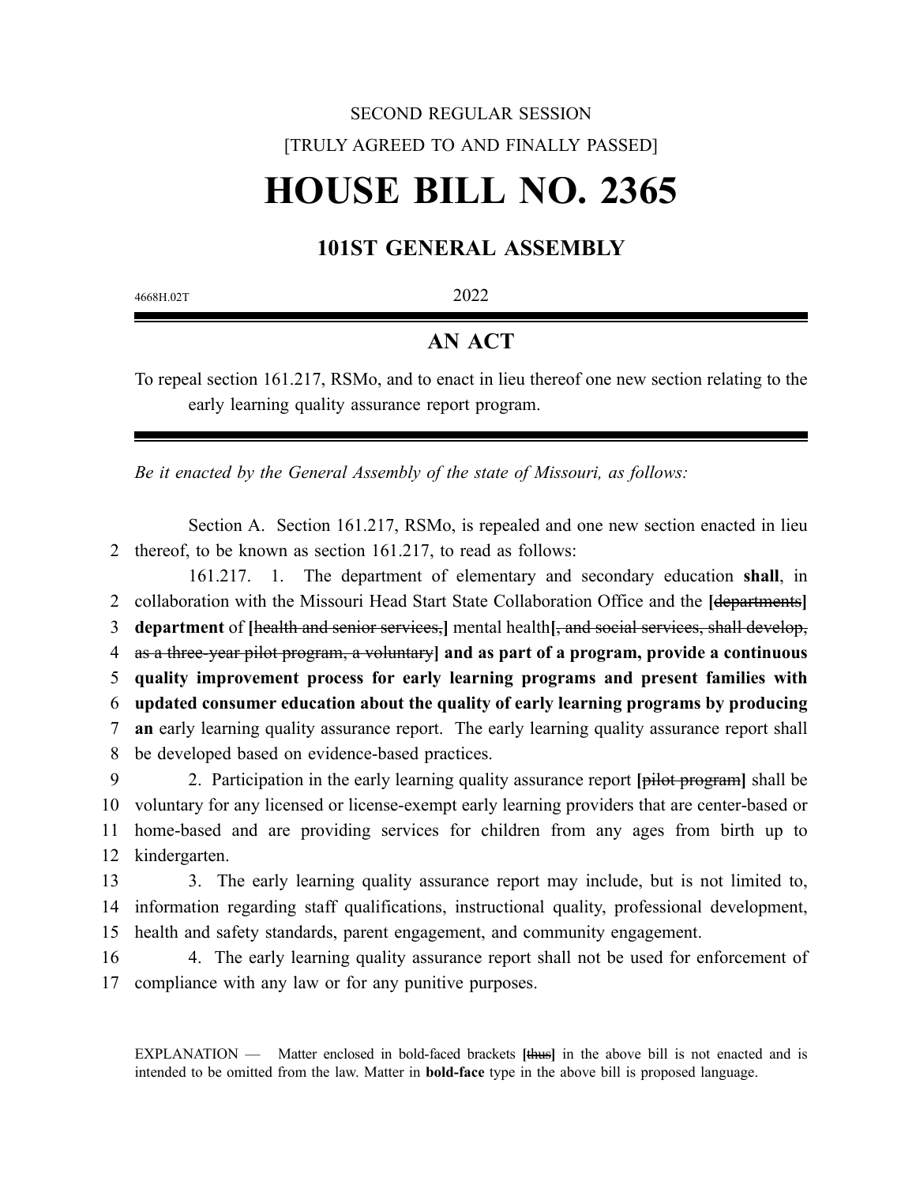SECOND REGULAR SESSION

[TRULY AGREED TO AND FINALLY PASSED]

# HOUSE BILL NO. 2365

## 101ST GENERAL ASSEMBLY

4668H.02T

2022

## AN ACT

To repeal section 161.217, RSMo, and to enact in lieu thereof one new section relating to the early learning quality assurance report program.

*Be it enacted by the General Assembly of the state of Missouri, as follows:*

Section A. Section 161.217, RSMo, is repealed and one new section enacted in lieu thereof, to be known as section 161.217, to read as follows:

161.217. 1. The department of elementary and secondary education **shall**, in collaboration with the Missouri Head Start State Collaboration Office and the **[**~~departments~~**]** **department** of **[**~~health and senior services,~~**]** mental health**[**~~, and social services, shall develop, as a three-year pilot program, a voluntary~~**]** **and as part of a program, provide a continuous quality improvement process for early learning programs and present families with updated consumer education about the quality of early learning programs by producing an** early learning quality assurance report. The early learning quality assurance report shall be developed based on evidence-based practices.

2. Participation in the early learning quality assurance report **[**~~pilot program~~**]** shall be voluntary for any licensed or license-exempt early learning providers that are center-based or home-based and are providing services for children from any ages from birth up to kindergarten.

3. The early learning quality assurance report may include, but is not limited to, information regarding staff qualifications, instructional quality, professional development, health and safety standards, parent engagement, and community engagement.

4. The early learning quality assurance report shall not be used for enforcement of compliance with any law or for any punitive purposes.

EXPLANATION — Matter enclosed in bold-faced brackets **[**~~thus~~**]** in the above bill is not enacted and is intended to be omitted from the law. Matter in **bold-face** type in the above bill is proposed language.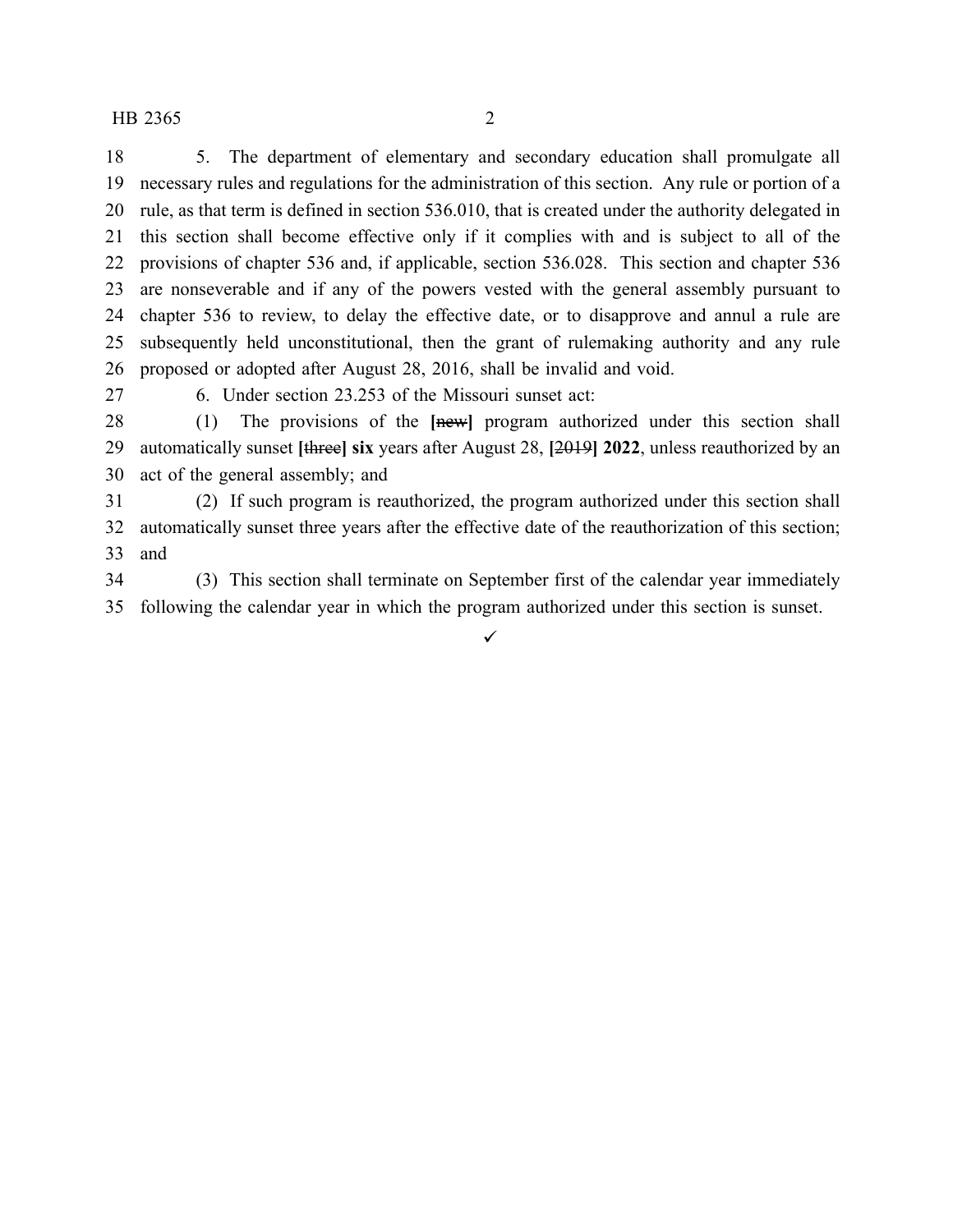5. The department of elementary and secondary education shall promulgate all necessary rules and regulations for the administration of this section. Any rule or portion of a rule, as that term is defined in section 536.010, that is created under the authority delegated in this section shall become effective only if it complies with and is subject to all of the provisions of chapter 536 and, if applicable, section 536.028. This section and chapter 536 are nonseverable and if any of the powers vested with the general assembly pursuant to chapter 536 to review, to delay the effective date, or to disapprove and annul a rule are subsequently held unconstitutional, then the grant of rulemaking authority and any rule proposed or adopted after August 28, 2016, shall be invalid and void.

6. Under section 23.253 of the Missouri sunset act:

(1) The provisions of the **[**~~new~~**]** program authorized under this section shall automatically sunset **[**~~three~~**] six** years after August 28, **[**~~2019~~**] 2022**, unless reauthorized by an act of the general assembly; and

(2) If such program is reauthorized, the program authorized under this section shall automatically sunset three years after the effective date of the reauthorization of this section; and

(3) This section shall terminate on September first of the calendar year immediately following the calendar year in which the program authorized under this section is sunset.

✓